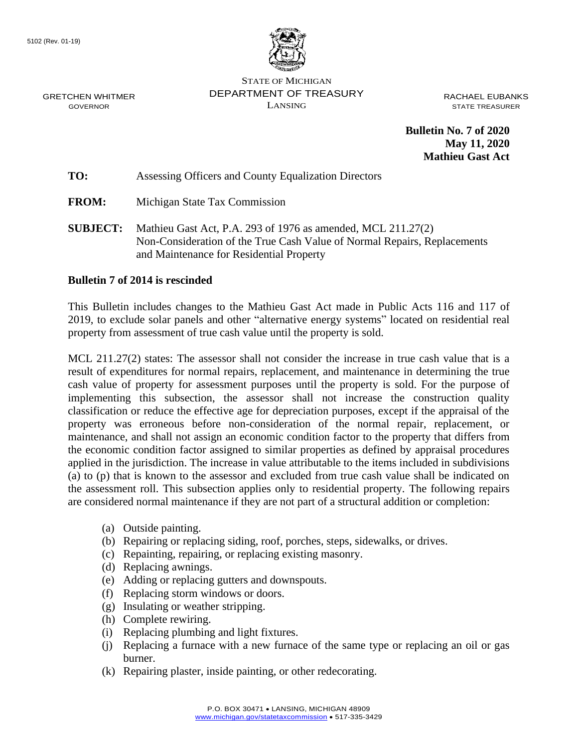5102 (Rev. 01-19)

STATE OF MICHIGAN
DEPARTMENT OF TREASURY
LANSING

GRETCHEN WHITMER
GOVERNOR

RACHAEL EUBANKS
STATE TREASURER

**Bulletin No. 7 of 2020**
**May 11, 2020**
**Mathieu Gast Act**

**TO:** Assessing Officers and County Equalization Directors

**FROM:** Michigan State Tax Commission

**SUBJECT:** Mathieu Gast Act, P.A. 293 of 1976 as amended, MCL 211.27(2) Non-Consideration of the True Cash Value of Normal Repairs, Replacements and Maintenance for Residential Property

**Bulletin 7 of 2014 is rescinded**

This Bulletin includes changes to the Mathieu Gast Act made in Public Acts 116 and 117 of 2019, to exclude solar panels and other "alternative energy systems" located on residential real property from assessment of true cash value until the property is sold.

MCL 211.27(2) states: The assessor shall not consider the increase in true cash value that is a result of expenditures for normal repairs, replacement, and maintenance in determining the true cash value of property for assessment purposes until the property is sold. For the purpose of implementing this subsection, the assessor shall not increase the construction quality classification or reduce the effective age for depreciation purposes, except if the appraisal of the property was erroneous before non-consideration of the normal repair, replacement, or maintenance, and shall not assign an economic condition factor to the property that differs from the economic condition factor assigned to similar properties as defined by appraisal procedures applied in the jurisdiction. The increase in value attributable to the items included in subdivisions (a) to (p) that is known to the assessor and excluded from true cash value shall be indicated on the assessment roll. This subsection applies only to residential property. The following repairs are considered normal maintenance if they are not part of a structural addition or completion:

- (a) Outside painting.
- (b) Repairing or replacing siding, roof, porches, steps, sidewalks, or drives.
- (c) Repainting, repairing, or replacing existing masonry.
- (d) Replacing awnings.
- (e) Adding or replacing gutters and downspouts.
- (f) Replacing storm windows or doors.
- (g) Insulating or weather stripping.
- (h) Complete rewiring.
- (i) Replacing plumbing and light fixtures.
- (j) Replacing a furnace with a new furnace of the same type or replacing an oil or gas burner.
- (k) Repairing plaster, inside painting, or other redecorating.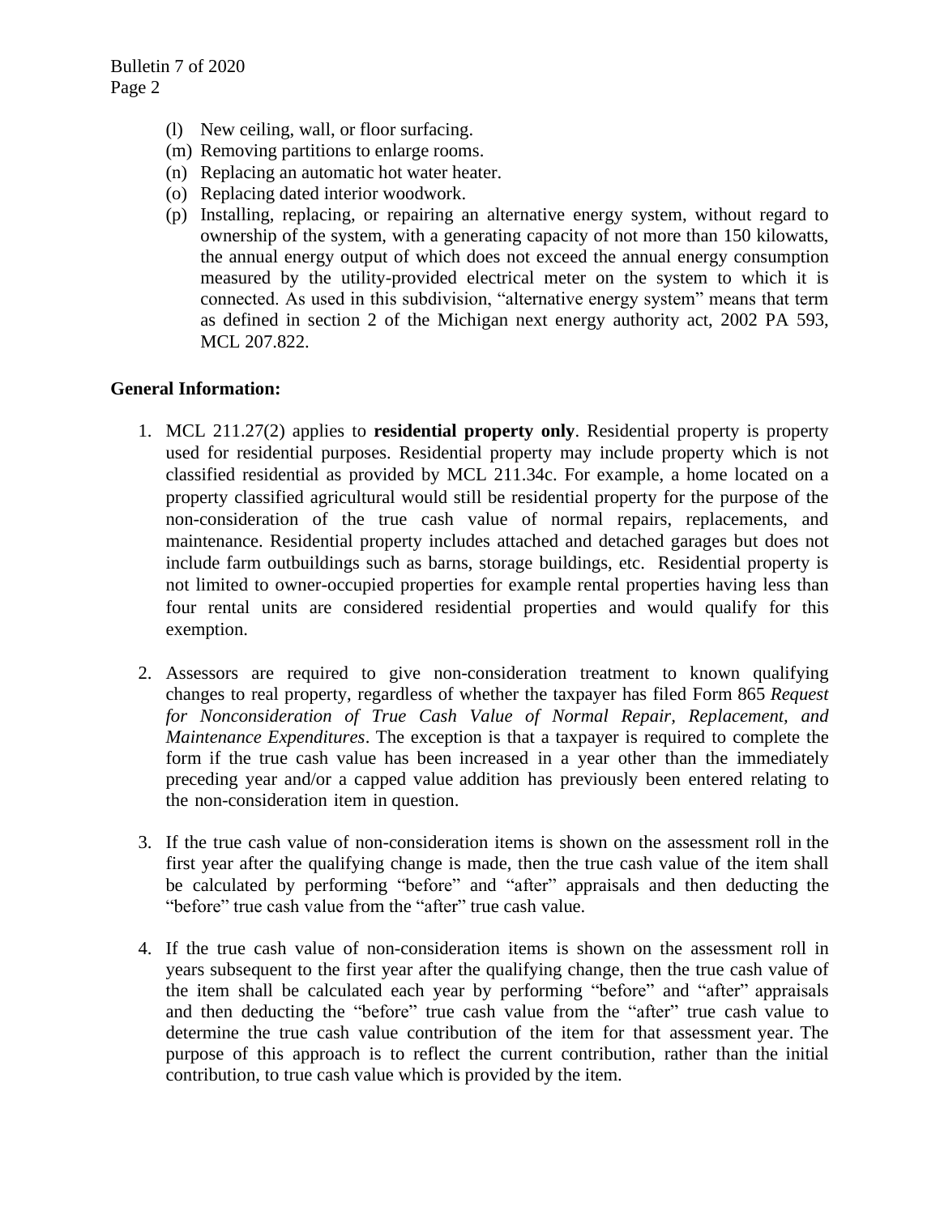(l) New ceiling, wall, or floor surfacing.
(m) Removing partitions to enlarge rooms.
(n) Replacing an automatic hot water heater.
(o) Replacing dated interior woodwork.
(p) Installing, replacing, or repairing an alternative energy system, without regard to ownership of the system, with a generating capacity of not more than 150 kilowatts, the annual energy output of which does not exceed the annual energy consumption measured by the utility-provided electrical meter on the system to which it is connected. As used in this subdivision, "alternative energy system" means that term as defined in section 2 of the Michigan next energy authority act, 2002 PA 593, MCL 207.822.

**General Information:**

1. MCL 211.27(2) applies to **residential property only**. Residential property is property used for residential purposes. Residential property may include property which is not classified residential as provided by MCL 211.34c. For example, a home located on a property classified agricultural would still be residential property for the purpose of the non-consideration of the true cash value of normal repairs, replacements, and maintenance. Residential property includes attached and detached garages but does not include farm outbuildings such as barns, storage buildings, etc. Residential property is not limited to owner-occupied properties for example rental properties having less than four rental units are considered residential properties and would qualify for this exemption.

2. Assessors are required to give non-consideration treatment to known qualifying changes to real property, regardless of whether the taxpayer has filed Form 865 *Request for Nonconsideration of True Cash Value of Normal Repair, Replacement, and Maintenance Expenditures*. The exception is that a taxpayer is required to complete the form if the true cash value has been increased in a year other than the immediately preceding year and/or a capped value addition has previously been entered relating to the non-consideration item in question.

3. If the true cash value of non-consideration items is shown on the assessment roll in the first year after the qualifying change is made, then the true cash value of the item shall be calculated by performing "before" and "after" appraisals and then deducting the "before" true cash value from the "after" true cash value.

4. If the true cash value of non-consideration items is shown on the assessment roll in years subsequent to the first year after the qualifying change, then the true cash value of the item shall be calculated each year by performing "before" and "after" appraisals and then deducting the "before" true cash value from the "after" true cash value to determine the true cash value contribution of the item for that assessment year. The purpose of this approach is to reflect the current contribution, rather than the initial contribution, to true cash value which is provided by the item.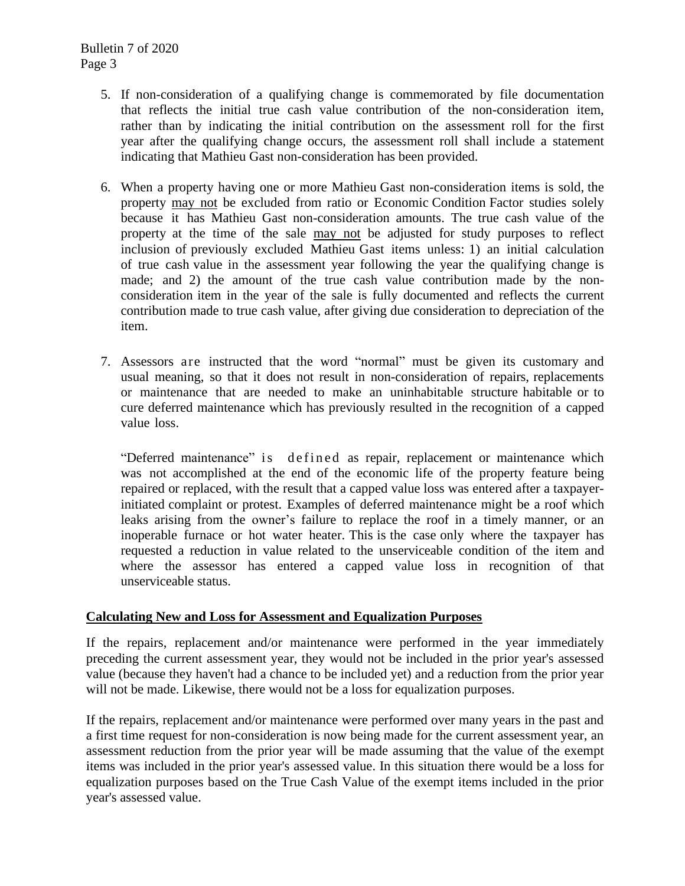5. If non-consideration of a qualifying change is commemorated by file documentation that reflects the initial true cash value contribution of the non-consideration item, rather than by indicating the initial contribution on the assessment roll for the first year after the qualifying change occurs, the assessment roll shall include a statement indicating that Mathieu Gast non-consideration has been provided.

6. When a property having one or more Mathieu Gast non-consideration items is sold, the property may not be excluded from ratio or Economic Condition Factor studies solely because it has Mathieu Gast non-consideration amounts. The true cash value of the property at the time of the sale may not be adjusted for study purposes to reflect inclusion of previously excluded Mathieu Gast items unless: 1) an initial calculation of true cash value in the assessment year following the year the qualifying change is made; and 2) the amount of the true cash value contribution made by the non-consideration item in the year of the sale is fully documented and reflects the current contribution made to true cash value, after giving due consideration to depreciation of the item.

7. Assessors are instructed that the word "normal" must be given its customary and usual meaning, so that it does not result in non-consideration of repairs, replacements or maintenance that are needed to make an uninhabitable structure habitable or to cure deferred maintenance which has previously resulted in the recognition of a capped value loss.

   "Deferred maintenance" is defined as repair, replacement or maintenance which was not accomplished at the end of the economic life of the property feature being repaired or replaced, with the result that a capped value loss was entered after a taxpayer-initiated complaint or protest. Examples of deferred maintenance might be a roof which leaks arising from the owner's failure to replace the roof in a timely manner, or an inoperable furnace or hot water heater. This is the case only where the taxpayer has requested a reduction in value related to the unserviceable condition of the item and where the assessor has entered a capped value loss in recognition of that unserviceable status.

**Calculating New and Loss for Assessment and Equalization Purposes**

If the repairs, replacement and/or maintenance were performed in the year immediately preceding the current assessment year, they would not be included in the prior year's assessed value (because they haven't had a chance to be included yet) and a reduction from the prior year will not be made. Likewise, there would not be a loss for equalization purposes.

If the repairs, replacement and/or maintenance were performed over many years in the past and a first time request for non-consideration is now being made for the current assessment year, an assessment reduction from the prior year will be made assuming that the value of the exempt items was included in the prior year's assessed value. In this situation there would be a loss for equalization purposes based on the True Cash Value of the exempt items included in the prior year's assessed value.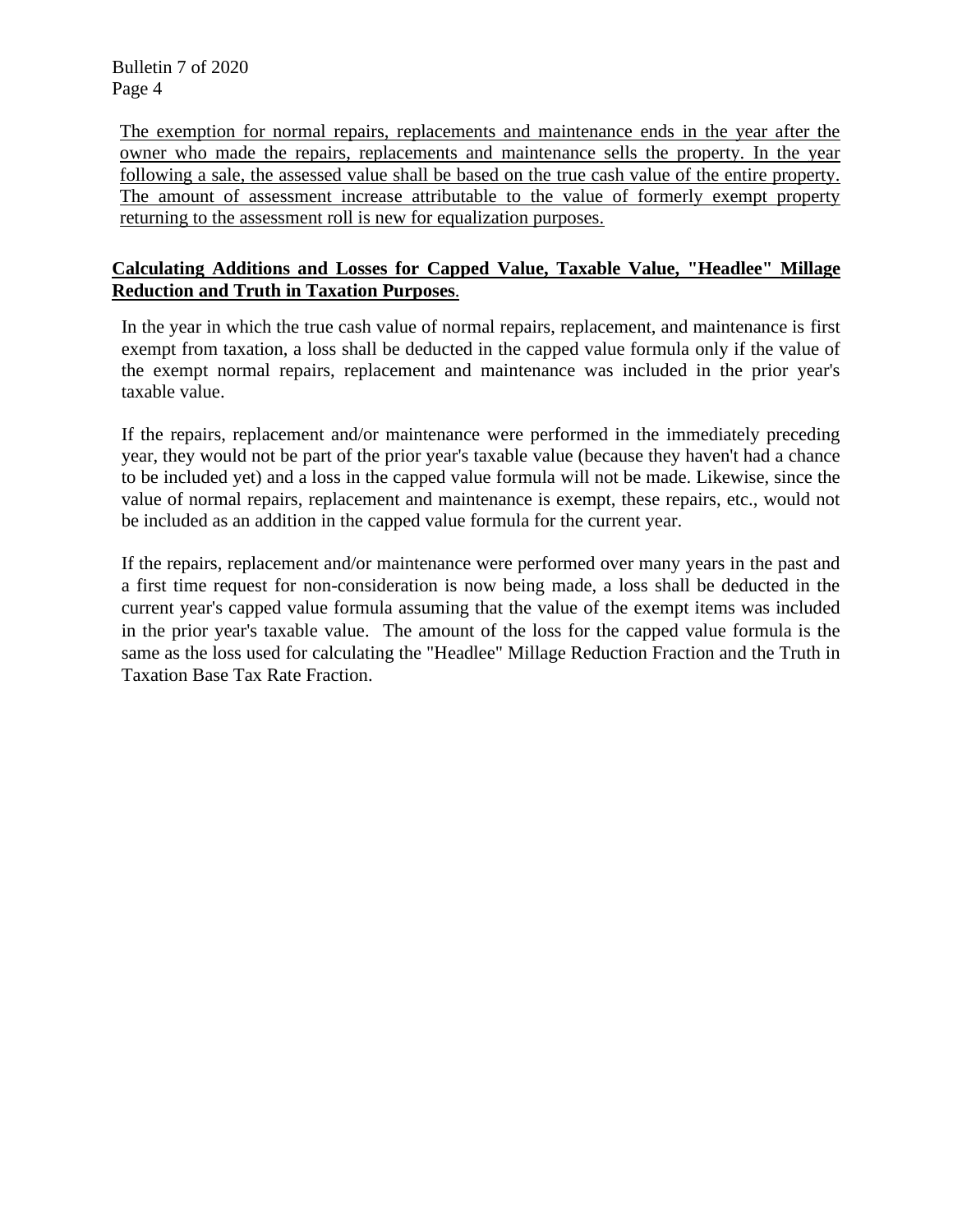The exemption for normal repairs, replacements and maintenance ends in the year after the owner who made the repairs, replacements and maintenance sells the property. In the year following a sale, the assessed value shall be based on the true cash value of the entire property. The amount of assessment increase attributable to the value of formerly exempt property returning to the assessment roll is new for equalization purposes.

**Calculating Additions and Losses for Capped Value, Taxable Value, "Headlee" Millage Reduction and Truth in Taxation Purposes**.

In the year in which the true cash value of normal repairs, replacement, and maintenance is first exempt from taxation, a loss shall be deducted in the capped value formula only if the value of the exempt normal repairs, replacement and maintenance was included in the prior year's taxable value.

If the repairs, replacement and/or maintenance were performed in the immediately preceding year, they would not be part of the prior year's taxable value (because they haven't had a chance to be included yet) and a loss in the capped value formula will not be made. Likewise, since the value of normal repairs, replacement and maintenance is exempt, these repairs, etc., would not be included as an addition in the capped value formula for the current year.

If the repairs, replacement and/or maintenance were performed over many years in the past and a first time request for non-consideration is now being made, a loss shall be deducted in the current year's capped value formula assuming that the value of the exempt items was included in the prior year's taxable value. The amount of the loss for the capped value formula is the same as the loss used for calculating the "Headlee" Millage Reduction Fraction and the Truth in Taxation Base Tax Rate Fraction.